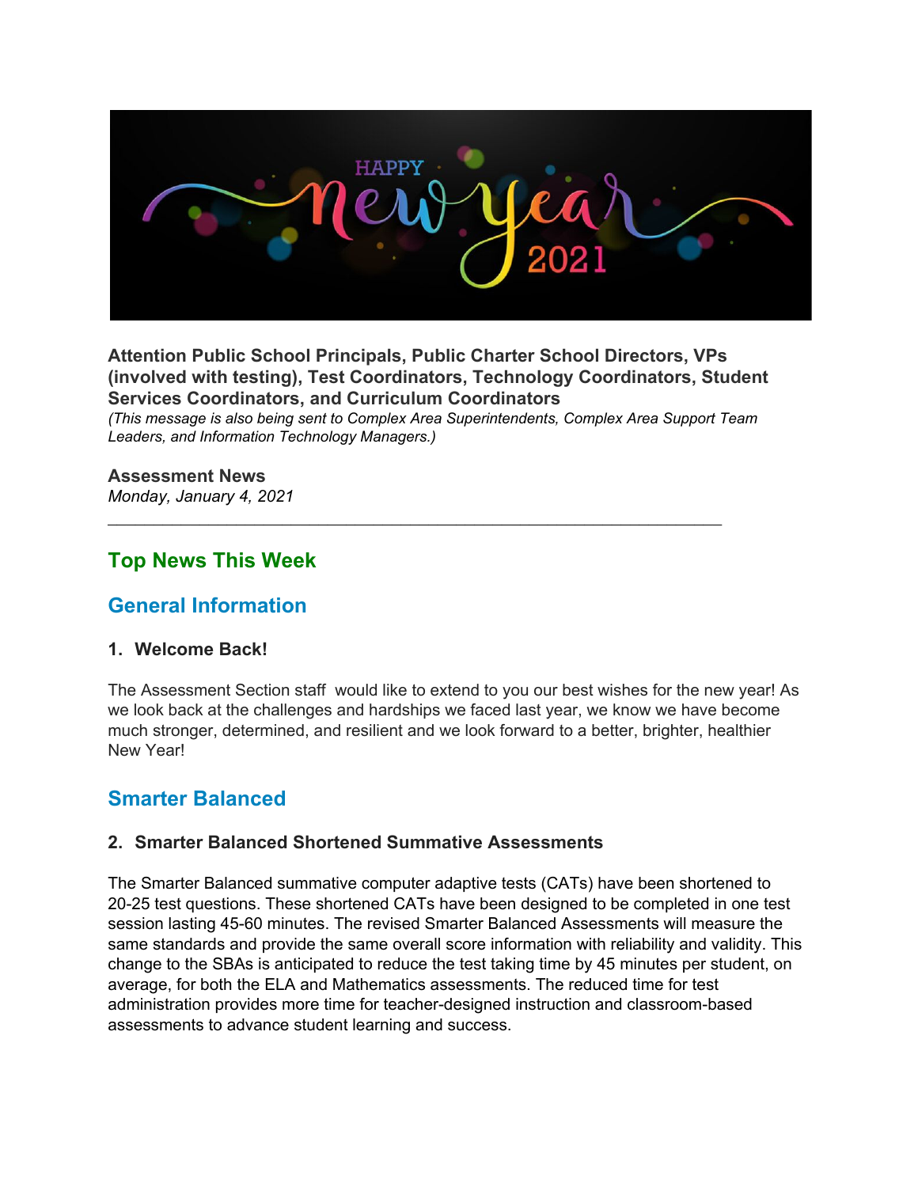**Attention Public School Principals, Public Charter School Directors, VPs (involved with testing), Test Coordinators, Technology Coordinators, Student Services Coordinators, and Curriculum Coordinators**
*(This message is also being sent to Complex Area Superintendents, Complex Area Support Team Leaders, and Information Technology Managers.)*

**Assessment News**
*Monday, January 4, 2021*

---

## Top News This Week

## General Information

### 1. Welcome Back!

The Assessment Section staff would like to extend to you our best wishes for the new year! As we look back at the challenges and hardships we faced last year, we know we have become much stronger, determined, and resilient and we look forward to a better, brighter, healthier New Year!

## Smarter Balanced

### 2. Smarter Balanced Shortened Summative Assessments

The Smarter Balanced summative computer adaptive tests (CATs) have been shortened to 20-25 test questions. These shortened CATs have been designed to be completed in one test session lasting 45-60 minutes. The revised Smarter Balanced Assessments will measure the same standards and provide the same overall score information with reliability and validity. This change to the SBAs is anticipated to reduce the test taking time by 45 minutes per student, on average, for both the ELA and Mathematics assessments. The reduced time for test administration provides more time for teacher-designed instruction and classroom-based assessments to advance student learning and success.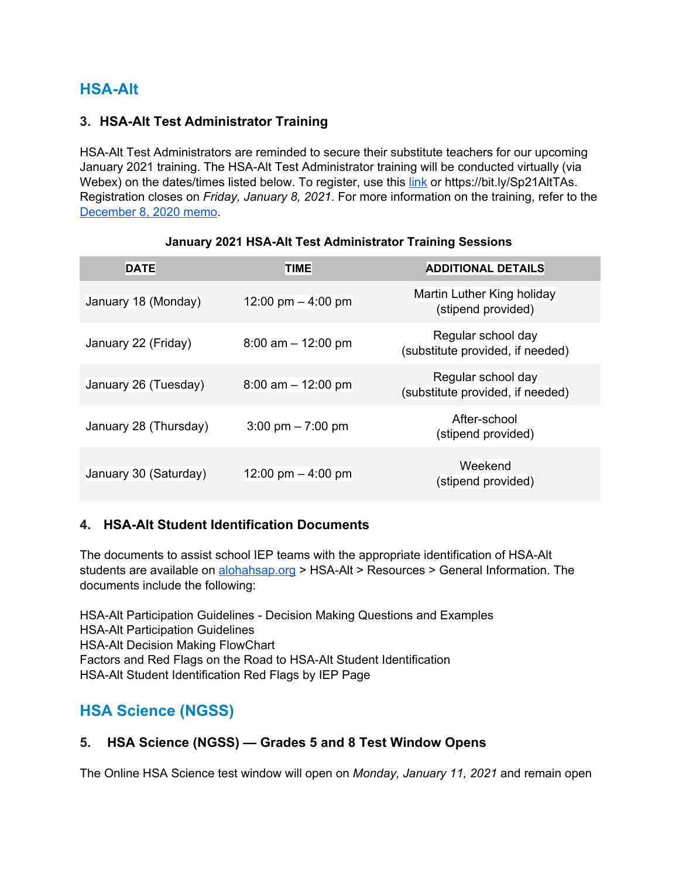## HSA-Alt

### 3. HSA-Alt Test Administrator Training

HSA-Alt Test Administrators are reminded to secure their substitute teachers for our upcoming January 2021 training. The HSA-Alt Test Administrator training will be conducted virtually (via Webex) on the dates/times listed below. To register, use this link or https://bit.ly/Sp21AltTAs. Registration closes on *Friday, January 8, 2021*. For more information on the training, refer to the December 8, 2020 memo.

**January 2021 HSA-Alt Test Administrator Training Sessions**

| DATE | TIME | ADDITIONAL DETAILS |
|---|---|---|
| January 18 (Monday) | 12:00 pm – 4:00 pm | Martin Luther King holiday (stipend provided) |
| January 22 (Friday) | 8:00 am – 12:00 pm | Regular school day (substitute provided, if needed) |
| January 26 (Tuesday) | 8:00 am – 12:00 pm | Regular school day (substitute provided, if needed) |
| January 28 (Thursday) | 3:00 pm – 7:00 pm | After-school (stipend provided) |
| January 30 (Saturday) | 12:00 pm – 4:00 pm | Weekend (stipend provided) |

### 4. HSA-Alt Student Identification Documents

The documents to assist school IEP teams with the appropriate identification of HSA-Alt students are available on alohahsap.org > HSA-Alt > Resources > General Information. The documents include the following:

HSA-Alt Participation Guidelines - Decision Making Questions and Examples
HSA-Alt Participation Guidelines
HSA-Alt Decision Making FlowChart
Factors and Red Flags on the Road to HSA-Alt Student Identification
HSA-Alt Student Identification Red Flags by IEP Page

## HSA Science (NGSS)

### 5. HSA Science (NGSS) — Grades 5 and 8 Test Window Opens

The Online HSA Science test window will open on *Monday, January 11, 2021* and remain open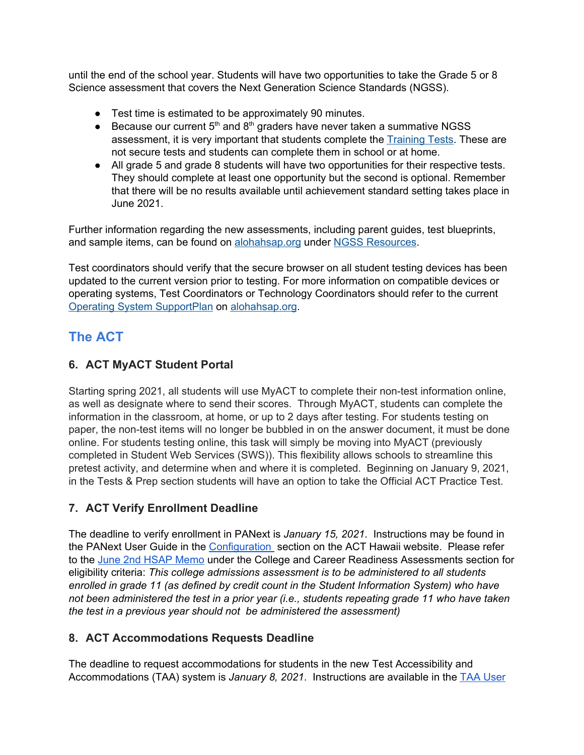until the end of the school year. Students will have two opportunities to take the Grade 5 or 8 Science assessment that covers the Next Generation Science Standards (NGSS).

- Test time is estimated to be approximately 90 minutes.
- Because our current 5th and 8th graders have never taken a summative NGSS assessment, it is very important that students complete the Training Tests. These are not secure tests and students can complete them in school or at home.
- All grade 5 and grade 8 students will have two opportunities for their respective tests. They should complete at least one opportunity but the second is optional. Remember that there will be no results available until achievement standard setting takes place in June 2021.

Further information regarding the new assessments, including parent guides, test blueprints, and sample items, can be found on alohahsap.org under NGSS Resources.

Test coordinators should verify that the secure browser on all student testing devices has been updated to the current version prior to testing. For more information on compatible devices or operating systems, Test Coordinators or Technology Coordinators should refer to the current Operating System SupportPlan on alohahsap.org.

## The ACT

### 6. ACT MyACT Student Portal

Starting spring 2021, all students will use MyACT to complete their non-test information online, as well as designate where to send their scores. Through MyACT, students can complete the information in the classroom, at home, or up to 2 days after testing. For students testing on paper, the non-test items will no longer be bubbled in on the answer document, it must be done online. For students testing online, this task will simply be moving into MyACT (previously completed in Student Web Services (SWS)). This flexibility allows schools to streamline this pretest activity, and determine when and where it is completed. Beginning on January 9, 2021, in the Tests & Prep section students will have an option to take the Official ACT Practice Test.

### 7. ACT Verify Enrollment Deadline

The deadline to verify enrollment in PANext is *January 15, 2021*. Instructions may be found in the PANext User Guide in the Configuration section on the ACT Hawaii website. Please refer to the June 2nd HSAP Memo under the College and Career Readiness Assessments section for eligibility criteria: *This college admissions assessment is to be administered to all students enrolled in grade 11 (as defined by credit count in the Student Information System) who have not been administered the test in a prior year (i.e., students repeating grade 11 who have taken the test in a previous year should not be administered the assessment)*

### 8. ACT Accommodations Requests Deadline

The deadline to request accommodations for students in the new Test Accessibility and Accommodations (TAA) system is *January 8, 2021*. Instructions are available in the TAA User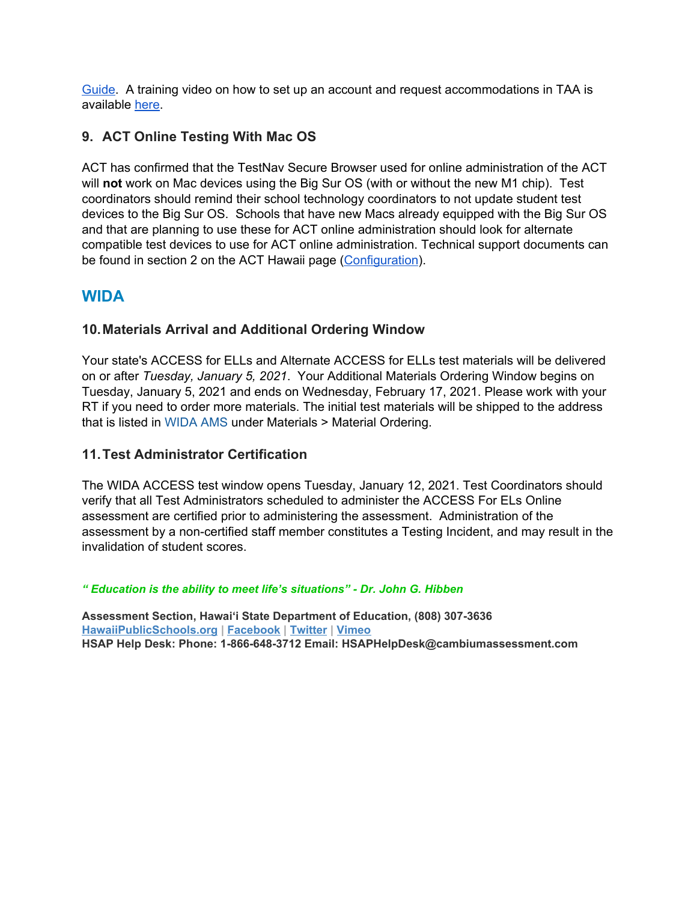Guide. A training video on how to set up an account and request accommodations in TAA is available here.

### 9. ACT Online Testing With Mac OS

ACT has confirmed that the TestNav Secure Browser used for online administration of the ACT will **not** work on Mac devices using the Big Sur OS (with or without the new M1 chip). Test coordinators should remind their school technology coordinators to not update student test devices to the Big Sur OS. Schools that have new Macs already equipped with the Big Sur OS and that are planning to use these for ACT online administration should look for alternate compatible test devices to use for ACT online administration. Technical support documents can be found in section 2 on the ACT Hawaii page (Configuration).

## WIDA

### 10. Materials Arrival and Additional Ordering Window

Your state's ACCESS for ELLs and Alternate ACCESS for ELLs test materials will be delivered on or after *Tuesday, January 5, 2021*. Your Additional Materials Ordering Window begins on Tuesday, January 5, 2021 and ends on Wednesday, February 17, 2021. Please work with your RT if you need to order more materials. The initial test materials will be shipped to the address that is listed in WIDA AMS under Materials > Material Ordering.

### 11. Test Administrator Certification

The WIDA ACCESS test window opens Tuesday, January 12, 2021. Test Coordinators should verify that all Test Administrators scheduled to administer the ACCESS For ELs Online assessment are certified prior to administering the assessment. Administration of the assessment by a non-certified staff member constitutes a Testing Incident, and may result in the invalidation of student scores.

***" Education is the ability to meet life's situations" - Dr. John G. Hibben***

**Assessment Section, Hawaiʻi State Department of Education, (808) 307-3636**
**HawaiiPublicSchools.org | Facebook | Twitter | Vimeo**
**HSAP Help Desk: Phone: 1-866-648-3712 Email: HSAPHelpDesk@cambiumassessment.com**